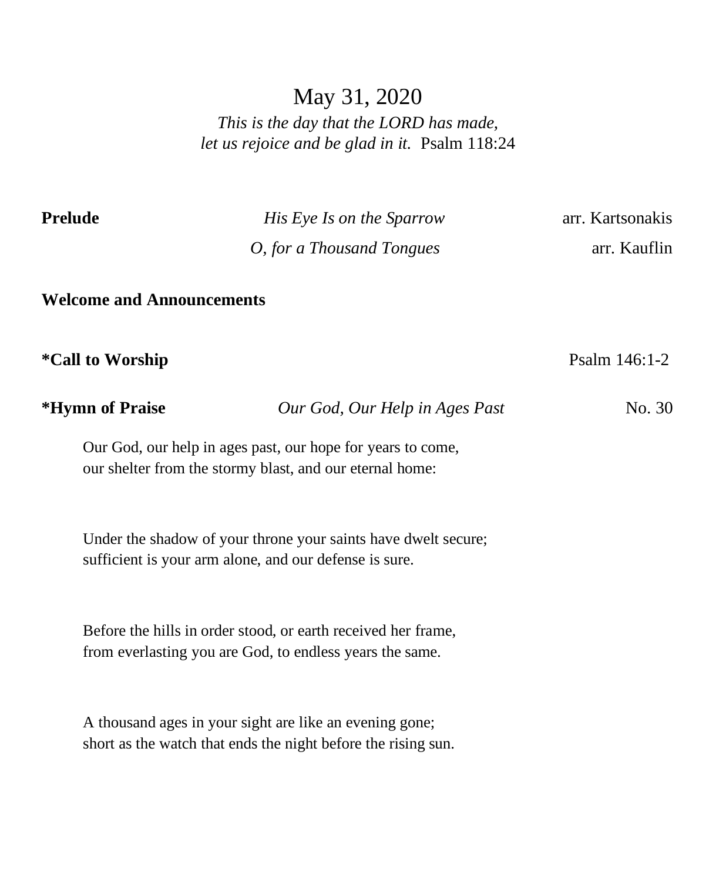# May 31, 2020

*This is the day that the LORD has made,*
*let us rejoice and be glad in it.* Psalm 118:24

| | | |
|---|---|---|
| **Prelude** | *His Eye Is on the Sparrow* | arr. Kartsonakis |
| | *O, for a Thousand Tongues* | arr. Kauflin |

**Welcome and Announcements**

**\*Call to Worship** Psalm 146:1-2

**\*Hymn of Praise** *Our God, Our Help in Ages Past* No. 30

Our God, our help in ages past, our hope for years to come,
our shelter from the stormy blast, and our eternal home:

Under the shadow of your throne your saints have dwelt secure;
sufficient is your arm alone, and our defense is sure.

Before the hills in order stood, or earth received her frame,
from everlasting you are God, to endless years the same.

A thousand ages in your sight are like an evening gone;
short as the watch that ends the night before the rising sun.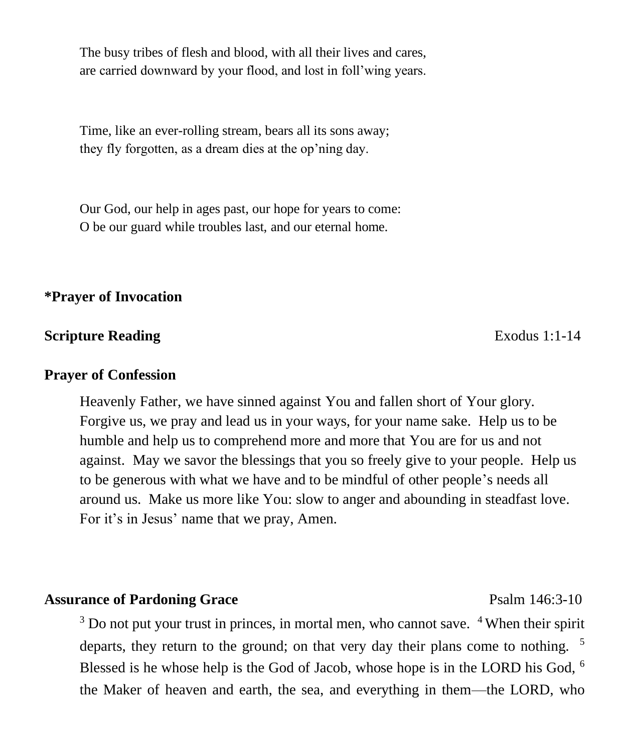The busy tribes of flesh and blood, with all their lives and cares,
are carried downward by your flood, and lost in foll'wing years.

Time, like an ever-rolling stream, bears all its sons away;
they fly forgotten, as a dream dies at the op'ning day.

Our God, our help in ages past, our hope for years to come:
O be our guard while troubles last, and our eternal home.

**\*Prayer of Invocation**

**Scripture Reading** Exodus 1:1-14

**Prayer of Confession**

Heavenly Father, we have sinned against You and fallen short of Your glory. Forgive us, we pray and lead us in your ways, for your name sake. Help us to be humble and help us to comprehend more and more that You are for us and not against. May we savor the blessings that you so freely give to your people. Help us to be generous with what we have and to be mindful of other people's needs all around us. Make us more like You: slow to anger and abounding in steadfast love. For it's in Jesus' name that we pray, Amen.

**Assurance of Pardoning Grace** Psalm 146:3-10

[3] Do not put your trust in princes, in mortal men, who cannot save. [4] When their spirit departs, they return to the ground; on that very day their plans come to nothing. [5] Blessed is he whose help is the God of Jacob, whose hope is in the LORD his God, [6] the Maker of heaven and earth, the sea, and everything in them—the LORD, who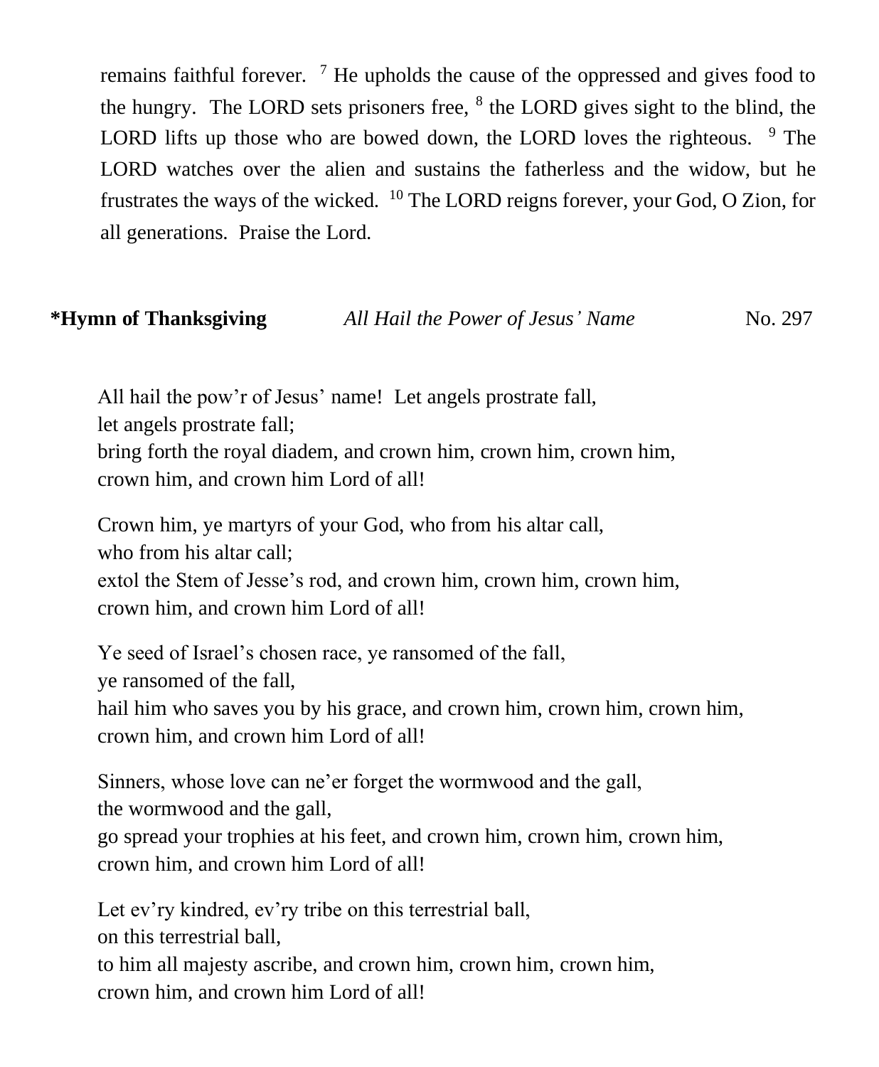remains faithful forever. [7] He upholds the cause of the oppressed and gives food to the hungry. The LORD sets prisoners free, [8] the LORD gives sight to the blind, the LORD lifts up those who are bowed down, the LORD loves the righteous. [9] The LORD watches over the alien and sustains the fatherless and the widow, but he frustrates the ways of the wicked. [10] The LORD reigns forever, your God, O Zion, for all generations. Praise the Lord.

**\*Hymn of Thanksgiving** *All Hail the Power of Jesus' Name* No. 297

All hail the pow'r of Jesus' name! Let angels prostrate fall,
let angels prostrate fall;
bring forth the royal diadem, and crown him, crown him, crown him,
crown him, and crown him Lord of all!

Crown him, ye martyrs of your God, who from his altar call,
who from his altar call;
extol the Stem of Jesse's rod, and crown him, crown him, crown him,
crown him, and crown him Lord of all!

Ye seed of Israel's chosen race, ye ransomed of the fall,
ye ransomed of the fall,
hail him who saves you by his grace, and crown him, crown him, crown him,
crown him, and crown him Lord of all!

Sinners, whose love can ne'er forget the wormwood and the gall,
the wormwood and the gall,
go spread your trophies at his feet, and crown him, crown him, crown him,
crown him, and crown him Lord of all!

Let ev'ry kindred, ev'ry tribe on this terrestrial ball,
on this terrestrial ball,
to him all majesty ascribe, and crown him, crown him, crown him,
crown him, and crown him Lord of all!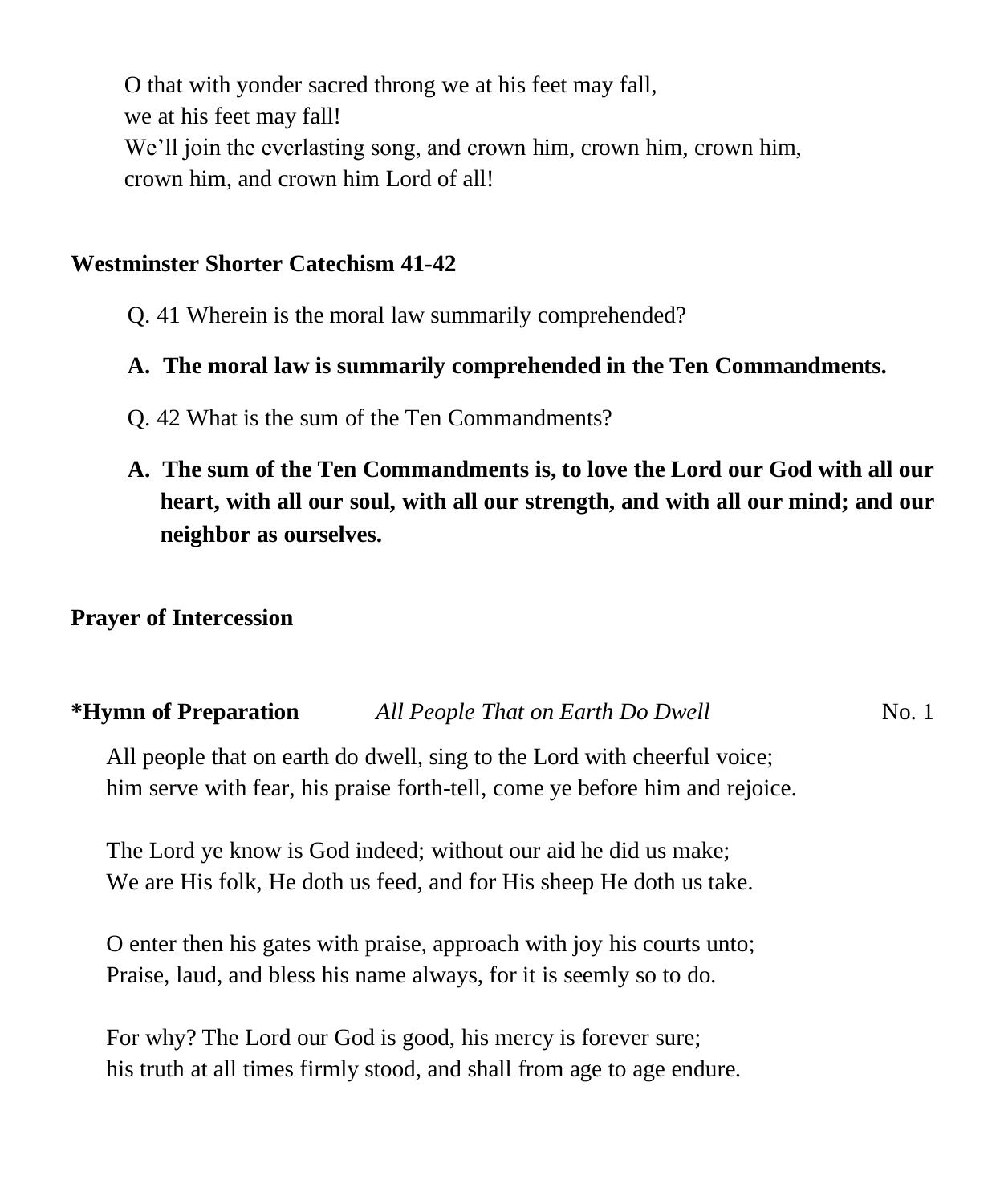O that with yonder sacred throng we at his feet may fall,
we at his feet may fall!
We'll join the everlasting song, and crown him, crown him, crown him,
crown him, and crown him Lord of all!

**Westminster Shorter Catechism 41-42**

Q. 41 Wherein is the moral law summarily comprehended?

**A. The moral law is summarily comprehended in the Ten Commandments.**

Q. 42 What is the sum of the Ten Commandments?

**A. The sum of the Ten Commandments is, to love the Lord our God with all our heart, with all our soul, with all our strength, and with all our mind; and our neighbor as ourselves.**

**Prayer of Intercession**

**\*Hymn of Preparation** *All People That on Earth Do Dwell* No. 1

All people that on earth do dwell, sing to the Lord with cheerful voice;
him serve with fear, his praise forth-tell, come ye before him and rejoice.

The Lord ye know is God indeed; without our aid he did us make;
We are His folk, He doth us feed, and for His sheep He doth us take.

O enter then his gates with praise, approach with joy his courts unto;
Praise, laud, and bless his name always, for it is seemly so to do.

For why? The Lord our God is good, his mercy is forever sure;
his truth at all times firmly stood, and shall from age to age endure.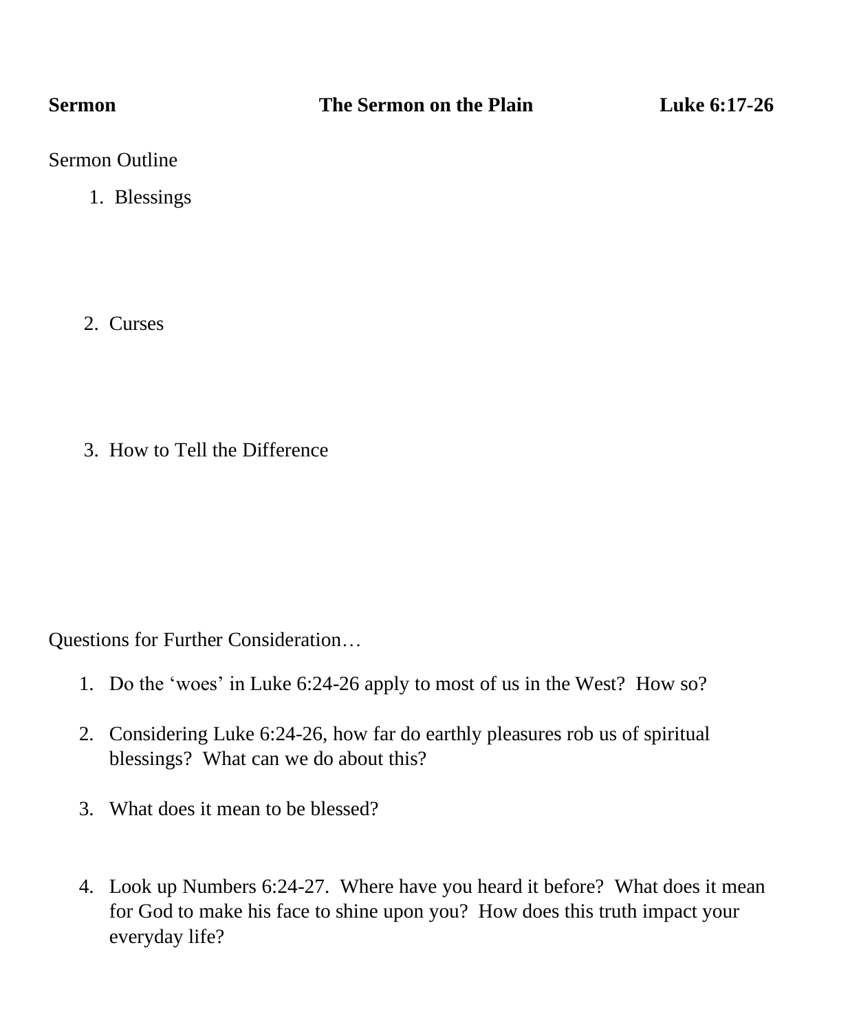**Sermon** **The Sermon on the Plain** **Luke 6:17-26**

Sermon Outline

1. Blessings

2. Curses

3. How to Tell the Difference

Questions for Further Consideration…

1. Do the 'woes' in Luke 6:24-26 apply to most of us in the West? How so?

2. Considering Luke 6:24-26, how far do earthly pleasures rob us of spiritual blessings? What can we do about this?

3. What does it mean to be blessed?

4. Look up Numbers 6:24-27. Where have you heard it before? What does it mean for God to make his face to shine upon you? How does this truth impact your everyday life?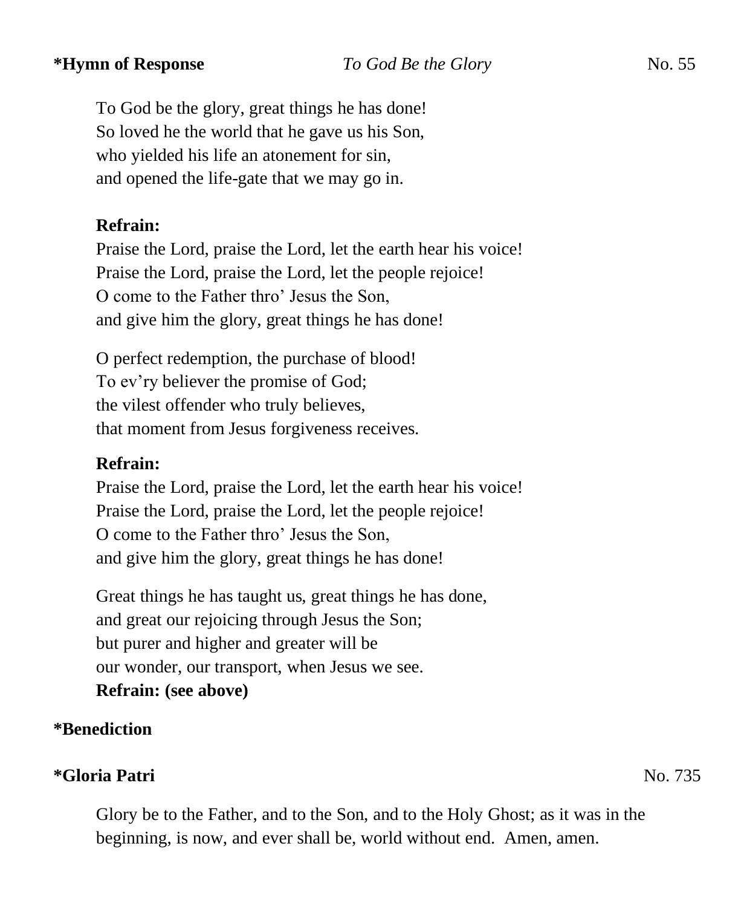**\*Hymn of Response** *To God Be the Glory* No. 55

To God be the glory, great things he has done!
So loved he the world that he gave us his Son,
who yielded his life an atonement for sin,
and opened the life-gate that we may go in.

**Refrain:**
Praise the Lord, praise the Lord, let the earth hear his voice!
Praise the Lord, praise the Lord, let the people rejoice!
O come to the Father thro' Jesus the Son,
and give him the glory, great things he has done!

O perfect redemption, the purchase of blood!
To ev'ry believer the promise of God;
the vilest offender who truly believes,
that moment from Jesus forgiveness receives.

**Refrain:**
Praise the Lord, praise the Lord, let the earth hear his voice!
Praise the Lord, praise the Lord, let the people rejoice!
O come to the Father thro' Jesus the Son,
and give him the glory, great things he has done!

Great things he has taught us, great things he has done,
and great our rejoicing through Jesus the Son;
but purer and higher and greater will be
our wonder, our transport, when Jesus we see.
**Refrain: (see above)**

**\*Benediction**

**\*Gloria Patri** No. 735

Glory be to the Father, and to the Son, and to the Holy Ghost; as it was in the beginning, is now, and ever shall be, world without end. Amen, amen.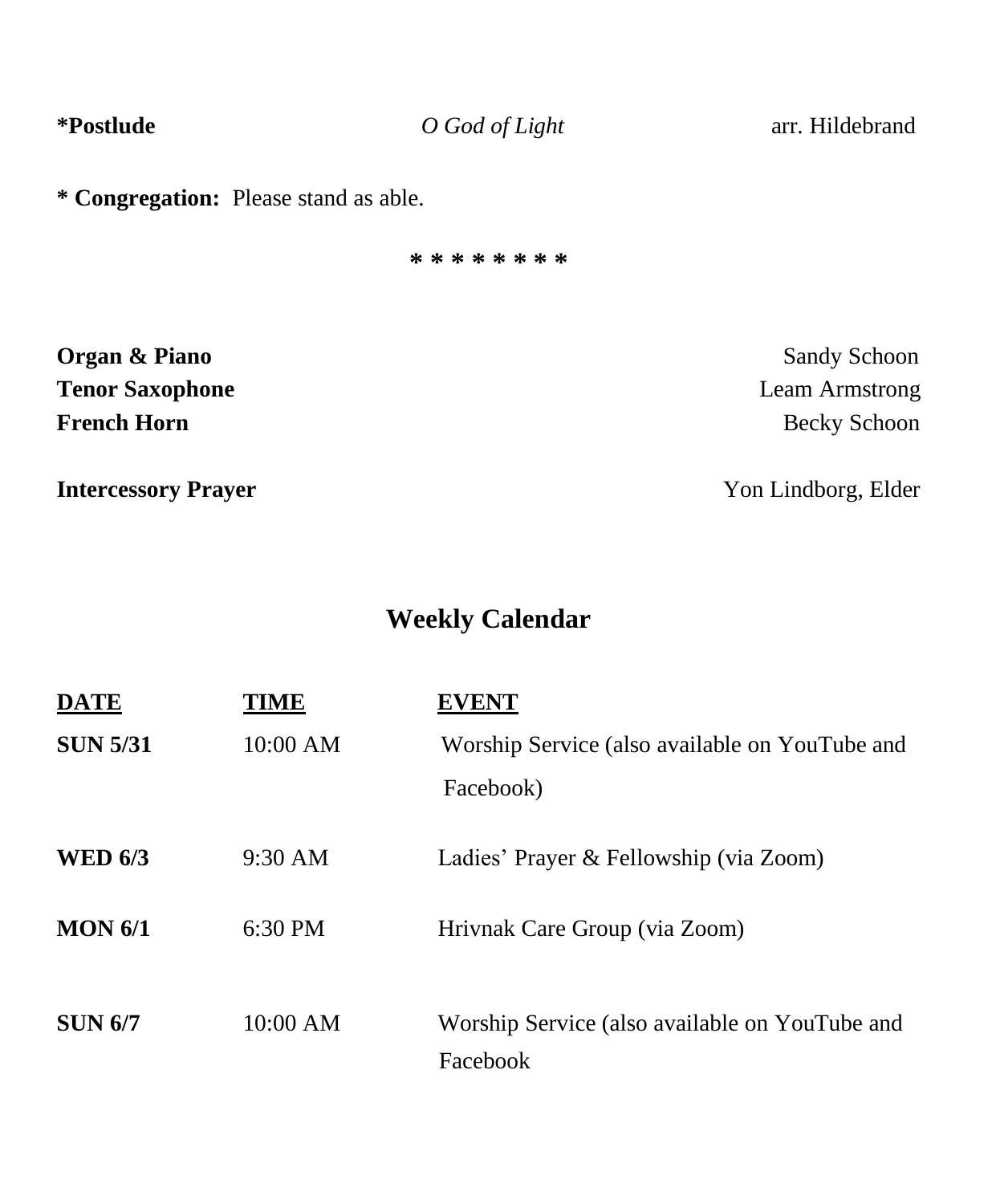**\*Postlude** *O God of Light* arr. Hildebrand

**\* Congregation:** Please stand as able.

\* \* \* \* \* \* \* \* \*

**Organ & Piano** Sandy Schoon
**Tenor Saxophone** Leam Armstrong
**French Horn** Becky Schoon

**Intercessory Prayer** Yon Lindborg, Elder

## Weekly Calendar

| DATE | TIME | EVENT |
|---|---|---|
| **SUN 5/31** | 10:00 AM | Worship Service (also available on YouTube and Facebook) |
| **WED 6/3** | 9:30 AM | Ladies' Prayer & Fellowship (via Zoom) |
| **MON 6/1** | 6:30 PM | Hrivnak Care Group (via Zoom) |
| **SUN 6/7** | 10:00 AM | Worship Service (also available on YouTube and Facebook |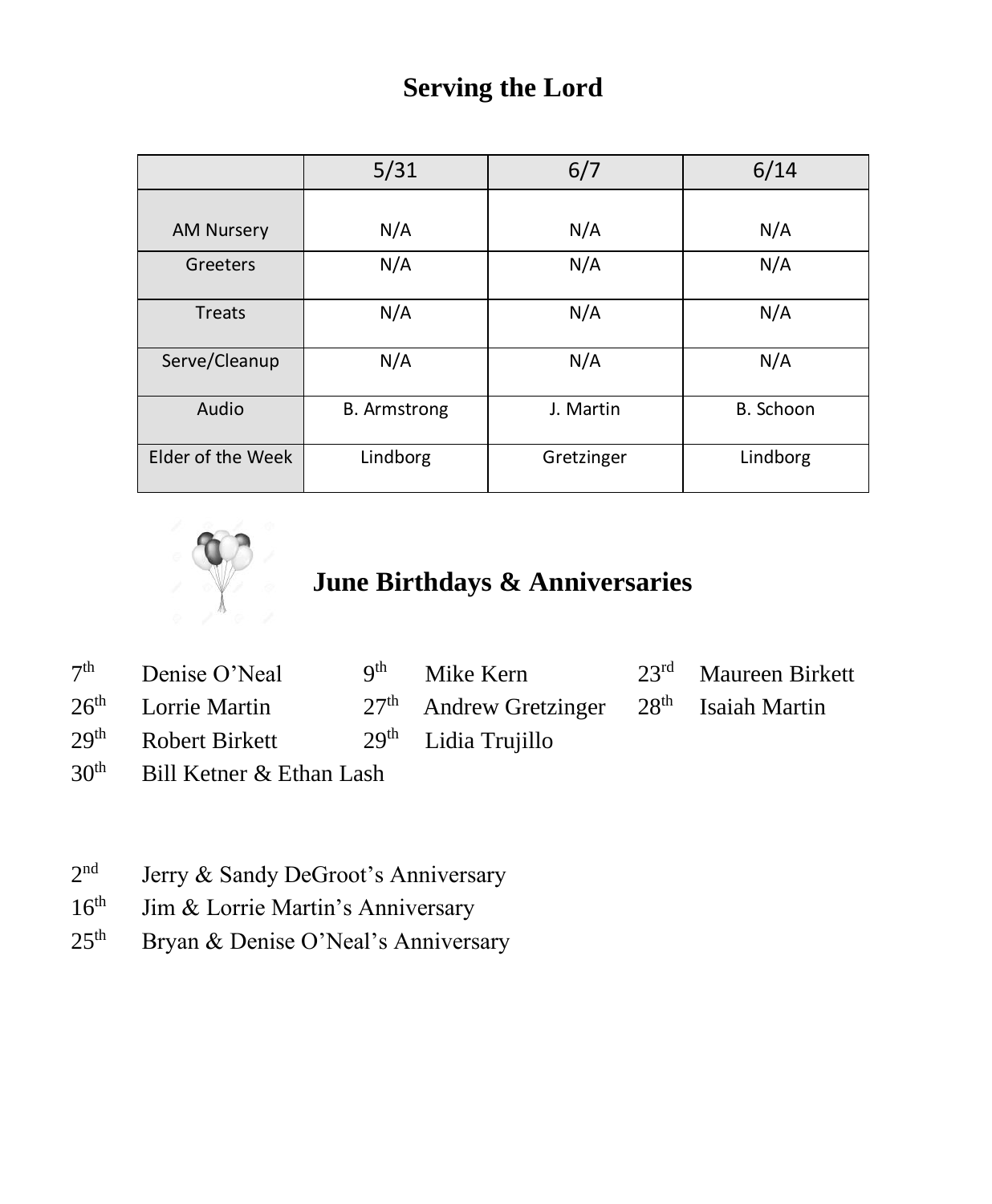# Serving the Lord

| | 5/31 | 6/7 | 6/14 |
|---|---|---|---|
| AM Nursery | N/A | N/A | N/A |
| Greeters | N/A | N/A | N/A |
| Treats | N/A | N/A | N/A |
| Serve/Cleanup | N/A | N/A | N/A |
| Audio | B. Armstrong | J. Martin | B. Schoon |
| Elder of the Week | Lindborg | Gretzinger | Lindborg |

## June Birthdays & Anniversaries

7th Denise O'Neal
9th Mike Kern
23rd Maureen Birkett
26th Lorrie Martin
27th Andrew Gretzinger
28th Isaiah Martin
29th Robert Birkett
29th Lidia Trujillo
30th Bill Ketner & Ethan Lash

2nd Jerry & Sandy DeGroot's Anniversary
16th Jim & Lorrie Martin's Anniversary
25th Bryan & Denise O'Neal's Anniversary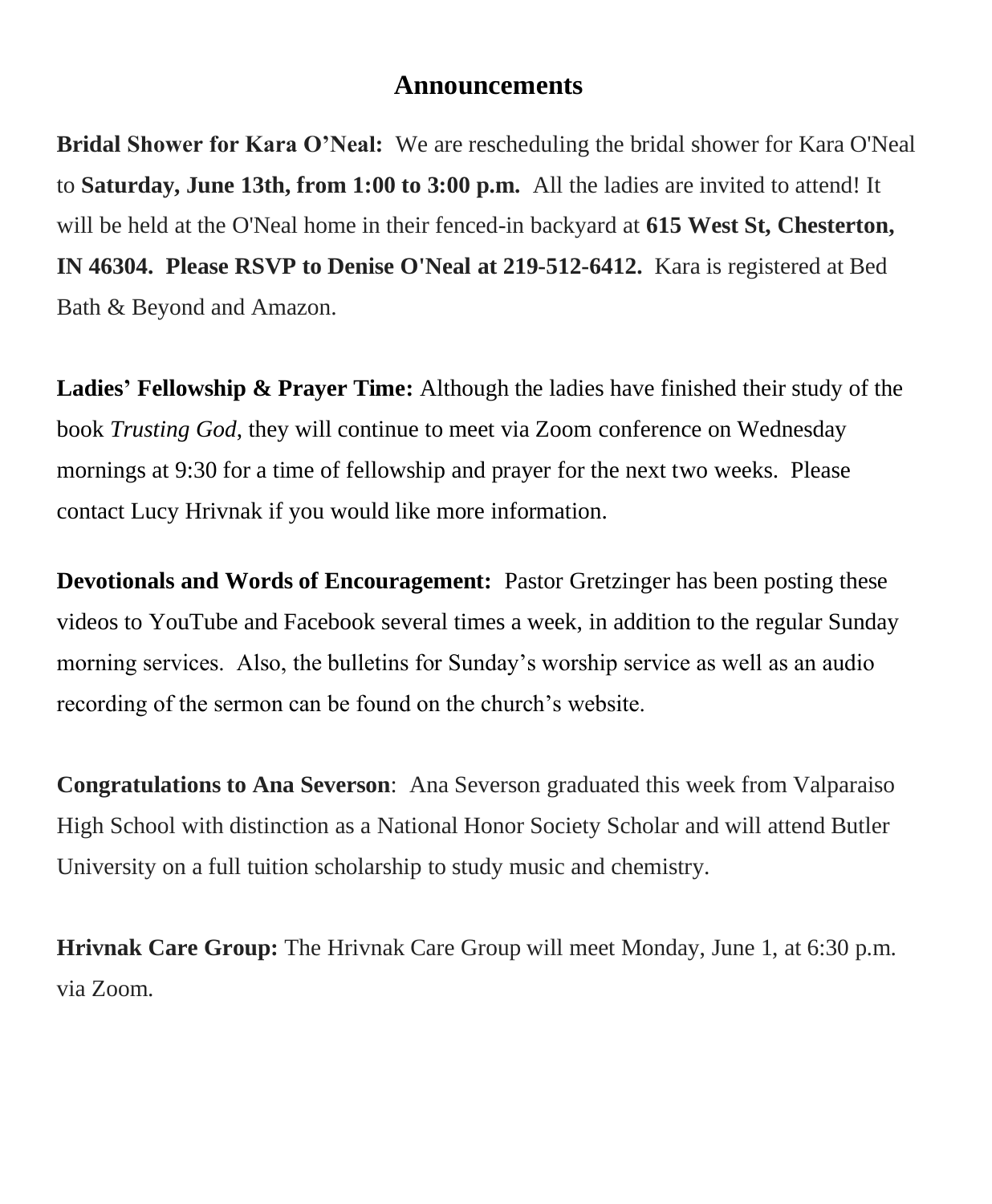# Announcements

**Bridal Shower for Kara O'Neal:** We are rescheduling the bridal shower for Kara O'Neal to **Saturday, June 13th, from 1:00 to 3:00 p.m.** All the ladies are invited to attend! It will be held at the O'Neal home in their fenced-in backyard at **615 West St, Chesterton, IN 46304. Please RSVP to Denise O'Neal at 219-512-6412.** Kara is registered at Bed Bath & Beyond and Amazon.

**Ladies' Fellowship & Prayer Time:** Although the ladies have finished their study of the book *Trusting God*, they will continue to meet via Zoom conference on Wednesday mornings at 9:30 for a time of fellowship and prayer for the next two weeks. Please contact Lucy Hrivnak if you would like more information.

**Devotionals and Words of Encouragement:** Pastor Gretzinger has been posting these videos to YouTube and Facebook several times a week, in addition to the regular Sunday morning services. Also, the bulletins for Sunday's worship service as well as an audio recording of the sermon can be found on the church's website.

**Congratulations to Ana Severson**: Ana Severson graduated this week from Valparaiso High School with distinction as a National Honor Society Scholar and will attend Butler University on a full tuition scholarship to study music and chemistry.

**Hrivnak Care Group:** The Hrivnak Care Group will meet Monday, June 1, at 6:30 p.m. via Zoom.